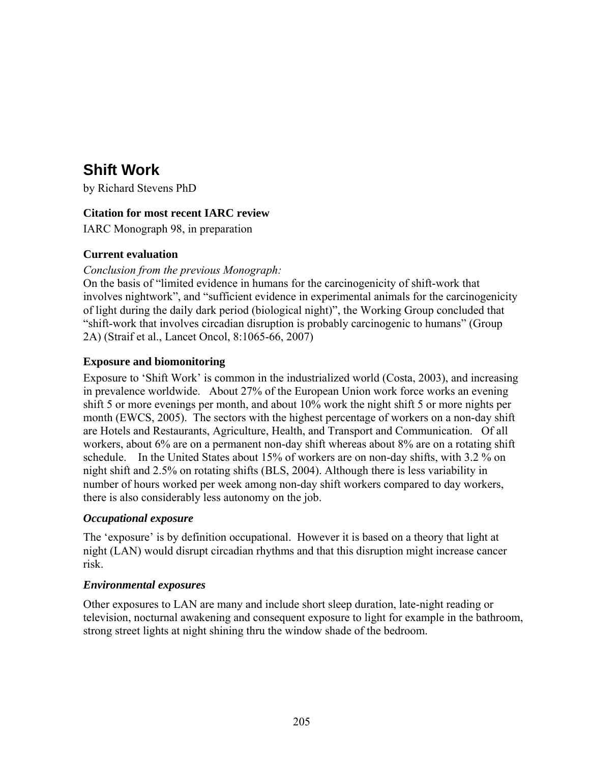# Shift Work

by Richard Stevens PhD

### Citation for most recent IARC review

IARC Monograph 98, in preparation

### Current evaluation

*Conclusion from the previous Monograph:*

On the basis of "limited evidence in humans for the carcinogenicity of shift-work that involves nightwork", and "sufficient evidence in experimental animals for the carcinogenicity of light during the daily dark period (biological night)", the Working Group concluded that "shift-work that involves circadian disruption is probably carcinogenic to humans" (Group 2A) (Straif et al., Lancet Oncol, 8:1065-66, 2007)

### Exposure and biomonitoring

Exposure to 'Shift Work' is common in the industrialized world (Costa, 2003), and increasing in prevalence worldwide. About 27% of the European Union work force works an evening shift 5 or more evenings per month, and about 10% work the night shift 5 or more nights per month (EWCS, 2005). The sectors with the highest percentage of workers on a non-day shift are Hotels and Restaurants, Agriculture, Health, and Transport and Communication. Of all workers, about 6% are on a permanent non-day shift whereas about 8% are on a rotating shift schedule. In the United States about 15% of workers are on non-day shifts, with 3.2 % on night shift and 2.5% on rotating shifts (BLS, 2004). Although there is less variability in number of hours worked per week among non-day shift workers compared to day workers, there is also considerably less autonomy on the job.

#### *Occupational exposure*

The 'exposure' is by definition occupational. However it is based on a theory that light at night (LAN) would disrupt circadian rhythms and that this disruption might increase cancer risk.

#### *Environmental exposures*

Other exposures to LAN are many and include short sleep duration, late-night reading or television, nocturnal awakening and consequent exposure to light for example in the bathroom, strong street lights at night shining thru the window shade of the bedroom.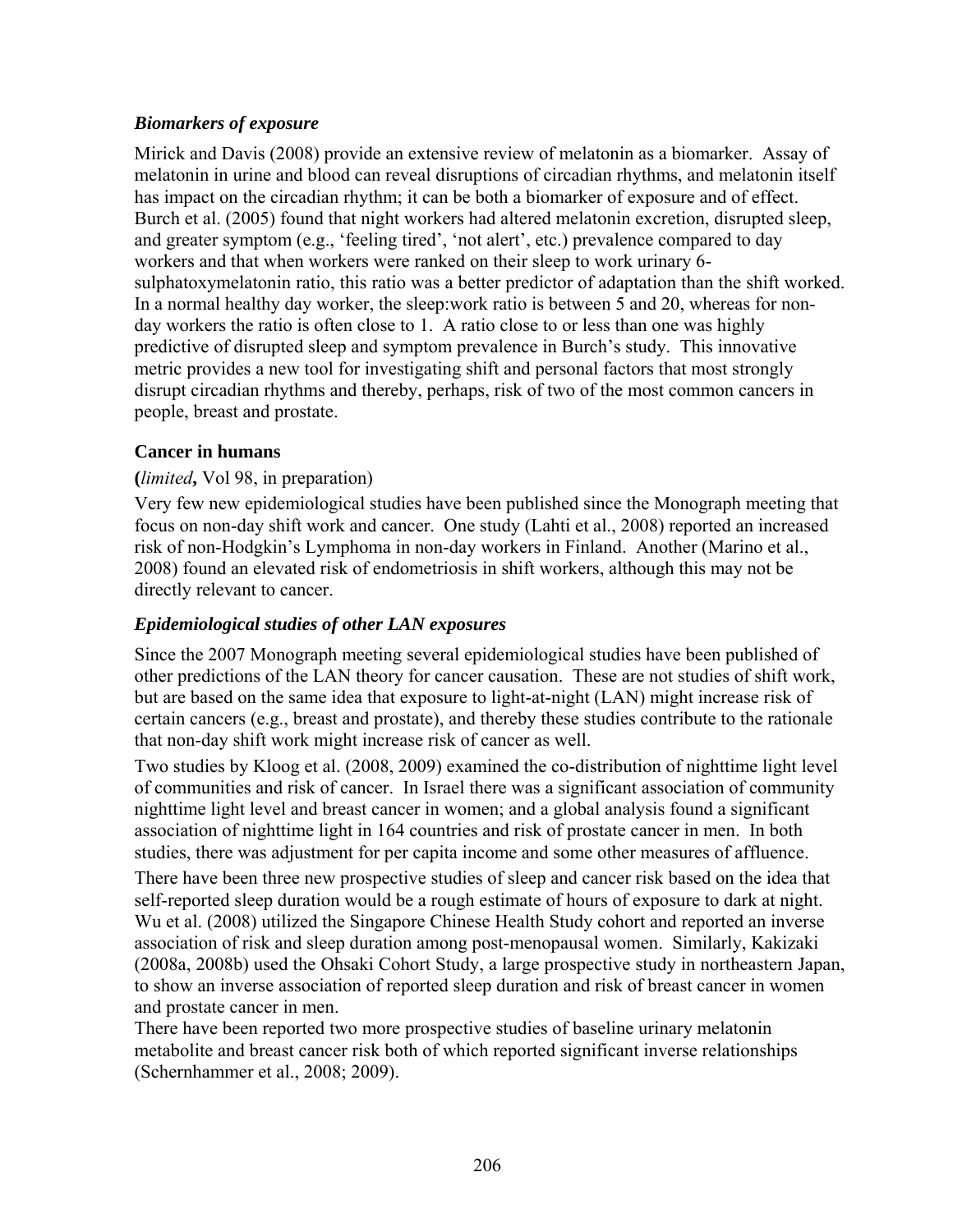### *Biomarkers of exposure*

Mirick and Davis (2008) provide an extensive review of melatonin as a biomarker. Assay of melatonin in urine and blood can reveal disruptions of circadian rhythms, and melatonin itself has impact on the circadian rhythm; it can be both a biomarker of exposure and of effect. Burch et al. (2005) found that night workers had altered melatonin excretion, disrupted sleep, and greater symptom (e.g., 'feeling tired', 'not alert', etc.) prevalence compared to day workers and that when workers were ranked on their sleep to work urinary 6-sulphatoxymelatonin ratio, this ratio was a better predictor of adaptation than the shift worked. In a normal healthy day worker, the sleep:work ratio is between 5 and 20, whereas for non-day workers the ratio is often close to 1. A ratio close to or less than one was highly predictive of disrupted sleep and symptom prevalence in Burch's study. This innovative metric provides a new tool for investigating shift and personal factors that most strongly disrupt circadian rhythms and thereby, perhaps, risk of two of the most common cancers in people, breast and prostate.

## Cancer in humans

**(***limited***,** Vol 98, in preparation)

Very few new epidemiological studies have been published since the Monograph meeting that focus on non-day shift work and cancer. One study (Lahti et al., 2008) reported an increased risk of non-Hodgkin's Lymphoma in non-day workers in Finland. Another (Marino et al., 2008) found an elevated risk of endometriosis in shift workers, although this may not be directly relevant to cancer.

### *Epidemiological studies of other LAN exposures*

Since the 2007 Monograph meeting several epidemiological studies have been published of other predictions of the LAN theory for cancer causation. These are not studies of shift work, but are based on the same idea that exposure to light-at-night (LAN) might increase risk of certain cancers (e.g., breast and prostate), and thereby these studies contribute to the rationale that non-day shift work might increase risk of cancer as well.

Two studies by Kloog et al. (2008, 2009) examined the co-distribution of nighttime light level of communities and risk of cancer. In Israel there was a significant association of community nighttime light level and breast cancer in women; and a global analysis found a significant association of nighttime light in 164 countries and risk of prostate cancer in men. In both studies, there was adjustment for per capita income and some other measures of affluence.

There have been three new prospective studies of sleep and cancer risk based on the idea that self-reported sleep duration would be a rough estimate of hours of exposure to dark at night. Wu et al. (2008) utilized the Singapore Chinese Health Study cohort and reported an inverse association of risk and sleep duration among post-menopausal women. Similarly, Kakizaki (2008a, 2008b) used the Ohsaki Cohort Study, a large prospective study in northeastern Japan, to show an inverse association of reported sleep duration and risk of breast cancer in women and prostate cancer in men.

There have been reported two more prospective studies of baseline urinary melatonin metabolite and breast cancer risk both of which reported significant inverse relationships (Schernhammer et al., 2008; 2009).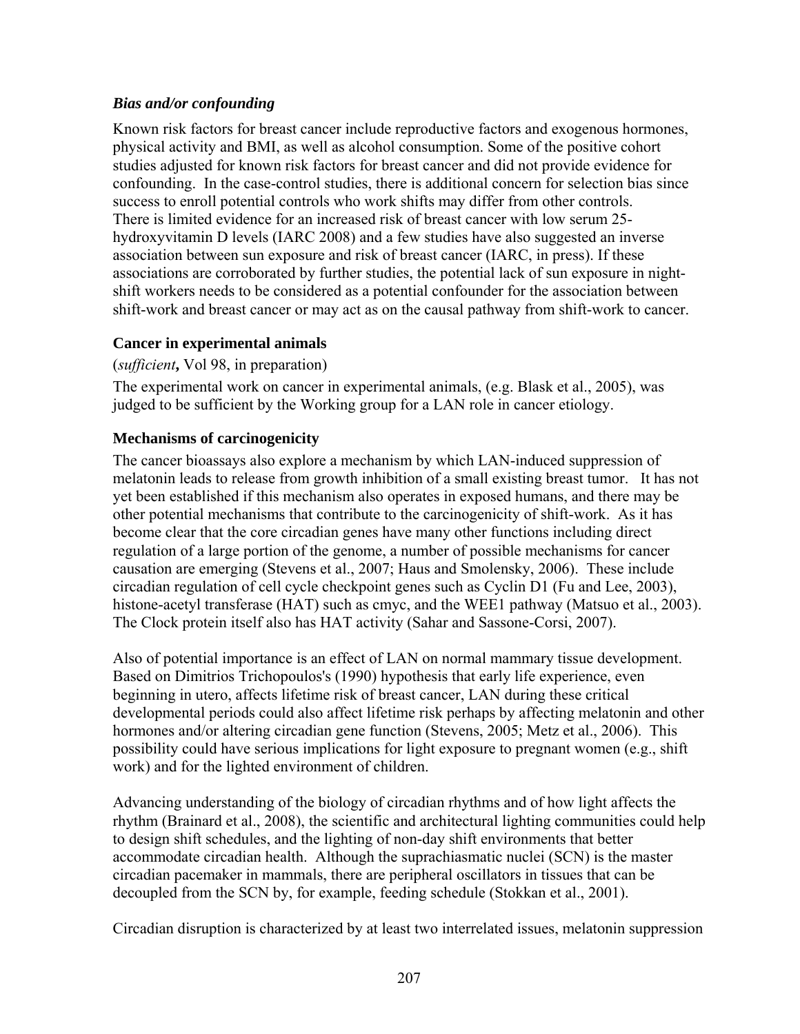### *Bias and/or confounding*

Known risk factors for breast cancer include reproductive factors and exogenous hormones, physical activity and BMI, as well as alcohol consumption. Some of the positive cohort studies adjusted for known risk factors for breast cancer and did not provide evidence for confounding. In the case-control studies, there is additional concern for selection bias since success to enroll potential controls who work shifts may differ from other controls. There is limited evidence for an increased risk of breast cancer with low serum 25-hydroxyvitamin D levels (IARC 2008) and a few studies have also suggested an inverse association between sun exposure and risk of breast cancer (IARC, in press). If these associations are corroborated by further studies, the potential lack of sun exposure in night-shift workers needs to be considered as a potential confounder for the association between shift-work and breast cancer or may act as on the causal pathway from shift-work to cancer.

### Cancer in experimental animals

(***sufficient*****,** Vol 98, in preparation)

The experimental work on cancer in experimental animals, (e.g. Blask et al., 2005), was judged to be sufficient by the Working group for a LAN role in cancer etiology.

### Mechanisms of carcinogenicity

The cancer bioassays also explore a mechanism by which LAN-induced suppression of melatonin leads to release from growth inhibition of a small existing breast tumor. It has not yet been established if this mechanism also operates in exposed humans, and there may be other potential mechanisms that contribute to the carcinogenicity of shift-work. As it has become clear that the core circadian genes have many other functions including direct regulation of a large portion of the genome, a number of possible mechanisms for cancer causation are emerging (Stevens et al., 2007; Haus and Smolensky, 2006). These include circadian regulation of cell cycle checkpoint genes such as Cyclin D1 (Fu and Lee, 2003), histone-acetyl transferase (HAT) such as cmyc, and the WEE1 pathway (Matsuo et al., 2003). The Clock protein itself also has HAT activity (Sahar and Sassone-Corsi, 2007).

Also of potential importance is an effect of LAN on normal mammary tissue development. Based on Dimitrios Trichopoulos's (1990) hypothesis that early life experience, even beginning in utero, affects lifetime risk of breast cancer, LAN during these critical developmental periods could also affect lifetime risk perhaps by affecting melatonin and other hormones and/or altering circadian gene function (Stevens, 2005; Metz et al., 2006). This possibility could have serious implications for light exposure to pregnant women (e.g., shift work) and for the lighted environment of children.

Advancing understanding of the biology of circadian rhythms and of how light affects the rhythm (Brainard et al., 2008), the scientific and architectural lighting communities could help to design shift schedules, and the lighting of non-day shift environments that better accommodate circadian health. Although the suprachiasmatic nuclei (SCN) is the master circadian pacemaker in mammals, there are peripheral oscillators in tissues that can be decoupled from the SCN by, for example, feeding schedule (Stokkan et al., 2001).

Circadian disruption is characterized by at least two interrelated issues, melatonin suppression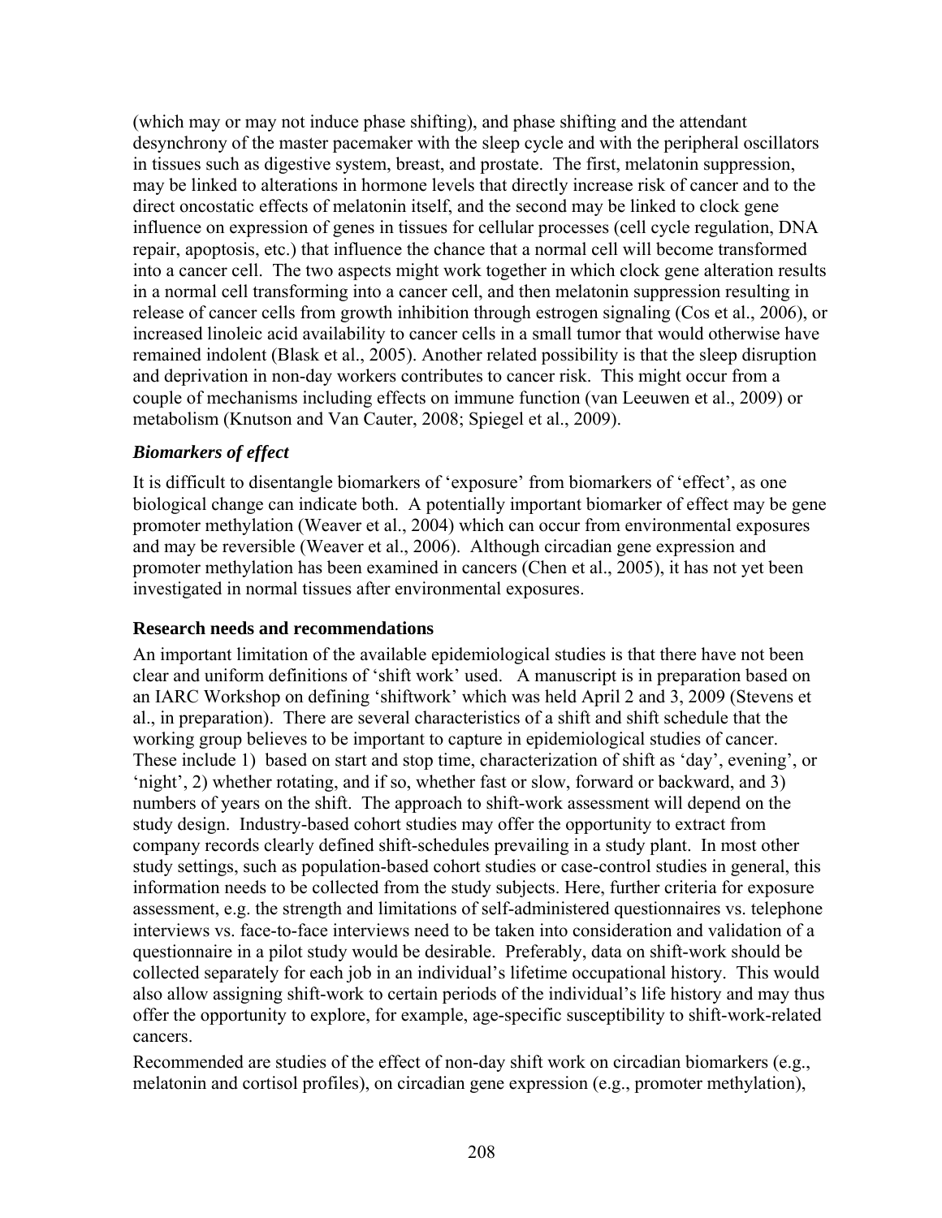(which may or may not induce phase shifting), and phase shifting and the attendant desynchrony of the master pacemaker with the sleep cycle and with the peripheral oscillators in tissues such as digestive system, breast, and prostate. The first, melatonin suppression, may be linked to alterations in hormone levels that directly increase risk of cancer and to the direct oncostatic effects of melatonin itself, and the second may be linked to clock gene influence on expression of genes in tissues for cellular processes (cell cycle regulation, DNA repair, apoptosis, etc.) that influence the chance that a normal cell will become transformed into a cancer cell. The two aspects might work together in which clock gene alteration results in a normal cell transforming into a cancer cell, and then melatonin suppression resulting in release of cancer cells from growth inhibition through estrogen signaling (Cos et al., 2006), or increased linoleic acid availability to cancer cells in a small tumor that would otherwise have remained indolent (Blask et al., 2005). Another related possibility is that the sleep disruption and deprivation in non-day workers contributes to cancer risk. This might occur from a couple of mechanisms including effects on immune function (van Leeuwen et al., 2009) or metabolism (Knutson and Van Cauter, 2008; Spiegel et al., 2009).

### *Biomarkers of effect*

It is difficult to disentangle biomarkers of 'exposure' from biomarkers of 'effect', as one biological change can indicate both. A potentially important biomarker of effect may be gene promoter methylation (Weaver et al., 2004) which can occur from environmental exposures and may be reversible (Weaver et al., 2006). Although circadian gene expression and promoter methylation has been examined in cancers (Chen et al., 2005), it has not yet been investigated in normal tissues after environmental exposures.

## Research needs and recommendations

An important limitation of the available epidemiological studies is that there have not been clear and uniform definitions of 'shift work' used. A manuscript is in preparation based on an IARC Workshop on defining 'shiftwork' which was held April 2 and 3, 2009 (Stevens et al., in preparation). There are several characteristics of a shift and shift schedule that the working group believes to be important to capture in epidemiological studies of cancer. These include 1) based on start and stop time, characterization of shift as 'day', evening', or 'night', 2) whether rotating, and if so, whether fast or slow, forward or backward, and 3) numbers of years on the shift. The approach to shift-work assessment will depend on the study design. Industry-based cohort studies may offer the opportunity to extract from company records clearly defined shift-schedules prevailing in a study plant. In most other study settings, such as population-based cohort studies or case-control studies in general, this information needs to be collected from the study subjects. Here, further criteria for exposure assessment, e.g. the strength and limitations of self-administered questionnaires vs. telephone interviews vs. face-to-face interviews need to be taken into consideration and validation of a questionnaire in a pilot study would be desirable. Preferably, data on shift-work should be collected separately for each job in an individual's lifetime occupational history. This would also allow assigning shift-work to certain periods of the individual's life history and may thus offer the opportunity to explore, for example, age-specific susceptibility to shift-work-related cancers.

Recommended are studies of the effect of non-day shift work on circadian biomarkers (e.g., melatonin and cortisol profiles), on circadian gene expression (e.g., promoter methylation),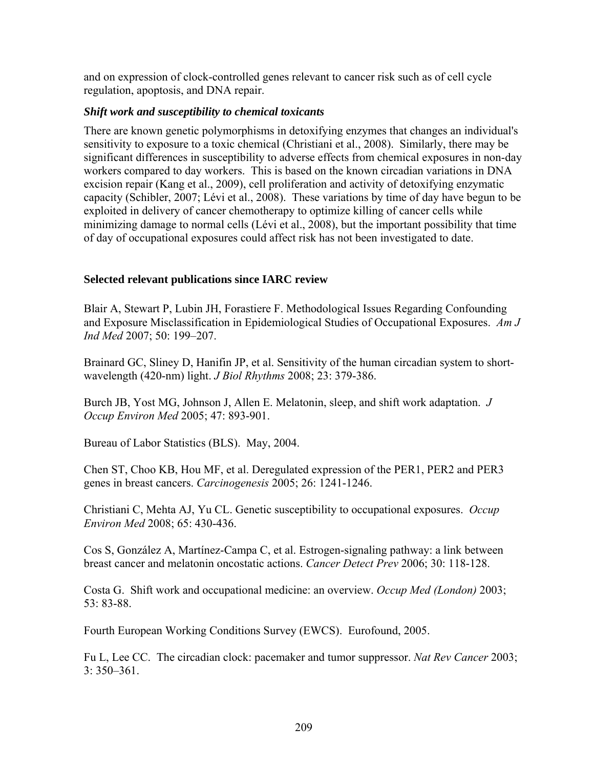and on expression of clock-controlled genes relevant to cancer risk such as of cell cycle regulation, apoptosis, and DNA repair.

### *Shift work and susceptibility to chemical toxicants*

There are known genetic polymorphisms in detoxifying enzymes that changes an individual's sensitivity to exposure to a toxic chemical (Christiani et al., 2008). Similarly, there may be significant differences in susceptibility to adverse effects from chemical exposures in non-day workers compared to day workers. This is based on the known circadian variations in DNA excision repair (Kang et al., 2009), cell proliferation and activity of detoxifying enzymatic capacity (Schibler, 2007; Lévi et al., 2008). These variations by time of day have begun to be exploited in delivery of cancer chemotherapy to optimize killing of cancer cells while minimizing damage to normal cells (Lévi et al., 2008), but the important possibility that time of day of occupational exposures could affect risk has not been investigated to date.

## Selected relevant publications since IARC review

Blair A, Stewart P, Lubin JH, Forastiere F. Methodological Issues Regarding Confounding and Exposure Misclassification in Epidemiological Studies of Occupational Exposures. *Am J Ind Med* 2007; 50: 199–207.

Brainard GC, Sliney D, Hanifin JP, et al. Sensitivity of the human circadian system to short-wavelength (420-nm) light. *J Biol Rhythms* 2008; 23: 379-386.

Burch JB, Yost MG, Johnson J, Allen E. Melatonin, sleep, and shift work adaptation. *J Occup Environ Med* 2005; 47: 893-901.

Bureau of Labor Statistics (BLS). May, 2004.

Chen ST, Choo KB, Hou MF, et al. Deregulated expression of the PER1, PER2 and PER3 genes in breast cancers. *Carcinogenesis* 2005; 26: 1241-1246.

Christiani C, Mehta AJ, Yu CL. Genetic susceptibility to occupational exposures. *Occup Environ Med* 2008; 65: 430-436.

Cos S, González A, Martínez-Campa C, et al. Estrogen-signaling pathway: a link between breast cancer and melatonin oncostatic actions. *Cancer Detect Prev* 2006; 30: 118-128.

Costa G. Shift work and occupational medicine: an overview. *Occup Med (London)* 2003; 53: 83-88.

Fourth European Working Conditions Survey (EWCS). Eurofound, 2005.

Fu L, Lee CC. The circadian clock: pacemaker and tumor suppressor. *Nat Rev Cancer* 2003; 3: 350–361.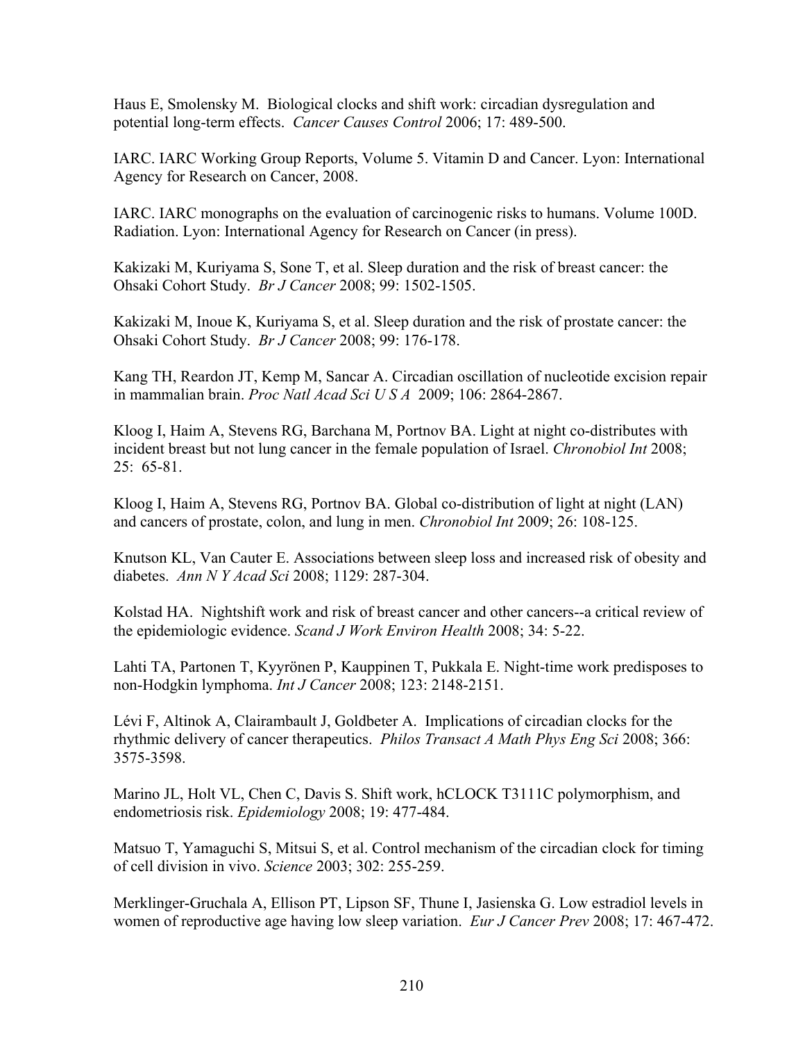Haus E, Smolensky M. Biological clocks and shift work: circadian dysregulation and potential long-term effects. *Cancer Causes Control* 2006; 17: 489-500.

IARC. IARC Working Group Reports, Volume 5. Vitamin D and Cancer. Lyon: International Agency for Research on Cancer, 2008.

IARC. IARC monographs on the evaluation of carcinogenic risks to humans. Volume 100D. Radiation. Lyon: International Agency for Research on Cancer (in press).

Kakizaki M, Kuriyama S, Sone T, et al. Sleep duration and the risk of breast cancer: the Ohsaki Cohort Study. *Br J Cancer* 2008; 99: 1502-1505.

Kakizaki M, Inoue K, Kuriyama S, et al. Sleep duration and the risk of prostate cancer: the Ohsaki Cohort Study. *Br J Cancer* 2008; 99: 176-178.

Kang TH, Reardon JT, Kemp M, Sancar A. Circadian oscillation of nucleotide excision repair in mammalian brain. *Proc Natl Acad Sci U S A* 2009; 106: 2864-2867.

Kloog I, Haim A, Stevens RG, Barchana M, Portnov BA. Light at night co-distributes with incident breast but not lung cancer in the female population of Israel. *Chronobiol Int* 2008; 25: 65-81.

Kloog I, Haim A, Stevens RG, Portnov BA. Global co-distribution of light at night (LAN) and cancers of prostate, colon, and lung in men. *Chronobiol Int* 2009; 26: 108-125.

Knutson KL, Van Cauter E. Associations between sleep loss and increased risk of obesity and diabetes. *Ann N Y Acad Sci* 2008; 1129: 287-304.

Kolstad HA. Nightshift work and risk of breast cancer and other cancers--a critical review of the epidemiologic evidence. *Scand J Work Environ Health* 2008; 34: 5-22.

Lahti TA, Partonen T, Kyyrönen P, Kauppinen T, Pukkala E. Night-time work predisposes to non-Hodgkin lymphoma. *Int J Cancer* 2008; 123: 2148-2151.

Lévi F, Altinok A, Clairambault J, Goldbeter A. Implications of circadian clocks for the rhythmic delivery of cancer therapeutics. *Philos Transact A Math Phys Eng Sci* 2008; 366: 3575-3598.

Marino JL, Holt VL, Chen C, Davis S. Shift work, hCLOCK T3111C polymorphism, and endometriosis risk. *Epidemiology* 2008; 19: 477-484.

Matsuo T, Yamaguchi S, Mitsui S, et al. Control mechanism of the circadian clock for timing of cell division in vivo. *Science* 2003; 302: 255-259.

Merklinger-Gruchala A, Ellison PT, Lipson SF, Thune I, Jasienska G. Low estradiol levels in women of reproductive age having low sleep variation. *Eur J Cancer Prev* 2008; 17: 467-472.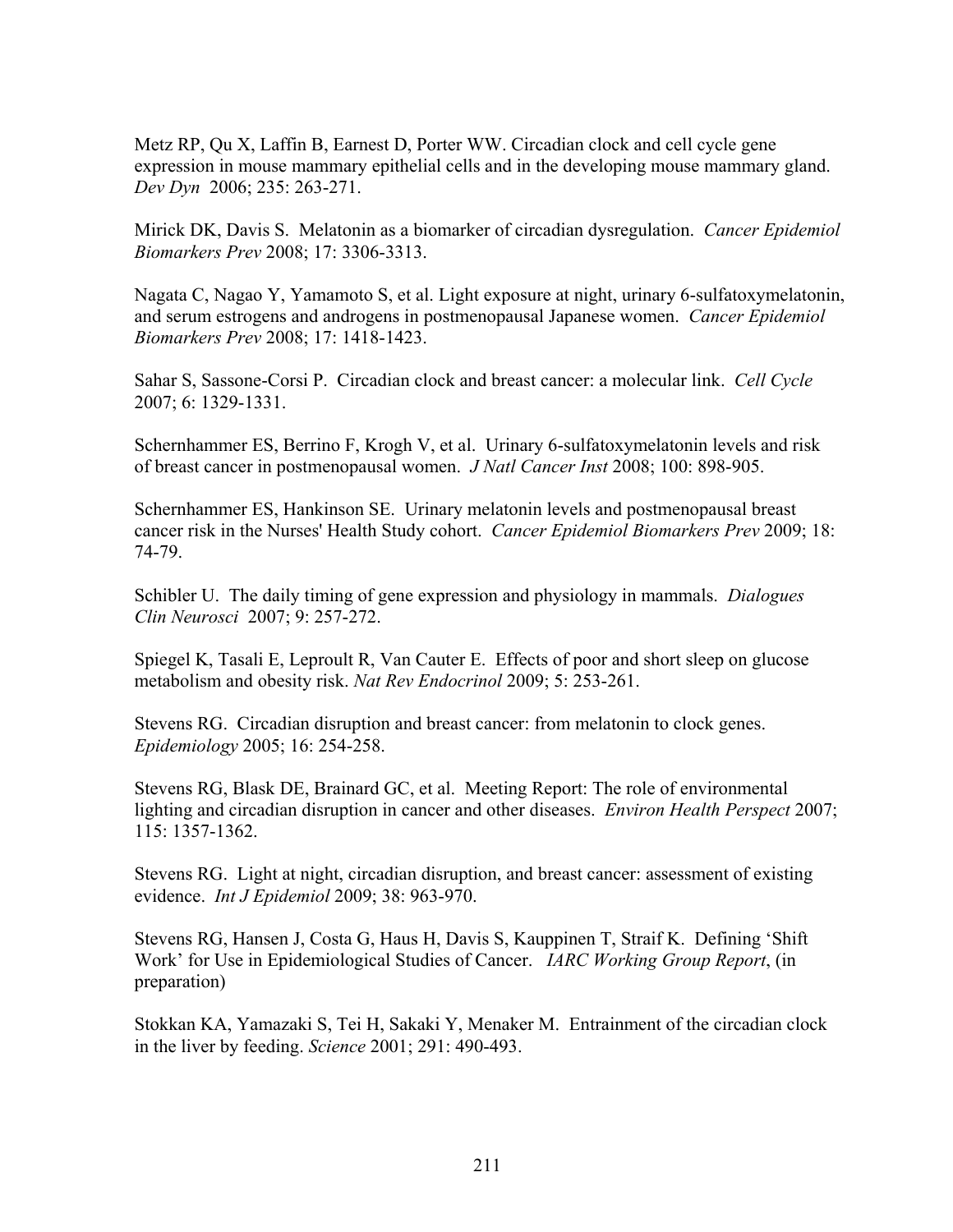Metz RP, Qu X, Laffin B, Earnest D, Porter WW. Circadian clock and cell cycle gene expression in mouse mammary epithelial cells and in the developing mouse mammary gland. *Dev Dyn* 2006; 235: 263-271.

Mirick DK, Davis S. Melatonin as a biomarker of circadian dysregulation. *Cancer Epidemiol Biomarkers Prev* 2008; 17: 3306-3313.

Nagata C, Nagao Y, Yamamoto S, et al. Light exposure at night, urinary 6-sulfatoxymelatonin, and serum estrogens and androgens in postmenopausal Japanese women. *Cancer Epidemiol Biomarkers Prev* 2008; 17: 1418-1423.

Sahar S, Sassone-Corsi P. Circadian clock and breast cancer: a molecular link. *Cell Cycle* 2007; 6: 1329-1331.

Schernhammer ES, Berrino F, Krogh V, et al. Urinary 6-sulfatoxymelatonin levels and risk of breast cancer in postmenopausal women. *J Natl Cancer Inst* 2008; 100: 898-905.

Schernhammer ES, Hankinson SE. Urinary melatonin levels and postmenopausal breast cancer risk in the Nurses' Health Study cohort. *Cancer Epidemiol Biomarkers Prev* 2009; 18: 74-79.

Schibler U. The daily timing of gene expression and physiology in mammals. *Dialogues Clin Neurosci* 2007; 9: 257-272.

Spiegel K, Tasali E, Leproult R, Van Cauter E. Effects of poor and short sleep on glucose metabolism and obesity risk. *Nat Rev Endocrinol* 2009; 5: 253-261.

Stevens RG. Circadian disruption and breast cancer: from melatonin to clock genes. *Epidemiology* 2005; 16: 254-258.

Stevens RG, Blask DE, Brainard GC, et al. Meeting Report: The role of environmental lighting and circadian disruption in cancer and other diseases. *Environ Health Perspect* 2007; 115: 1357-1362.

Stevens RG. Light at night, circadian disruption, and breast cancer: assessment of existing evidence. *Int J Epidemiol* 2009; 38: 963-970.

Stevens RG, Hansen J, Costa G, Haus H, Davis S, Kauppinen T, Straif K. Defining 'Shift Work' for Use in Epidemiological Studies of Cancer. *IARC Working Group Report*, (in preparation)

Stokkan KA, Yamazaki S, Tei H, Sakaki Y, Menaker M. Entrainment of the circadian clock in the liver by feeding. *Science* 2001; 291: 490-493.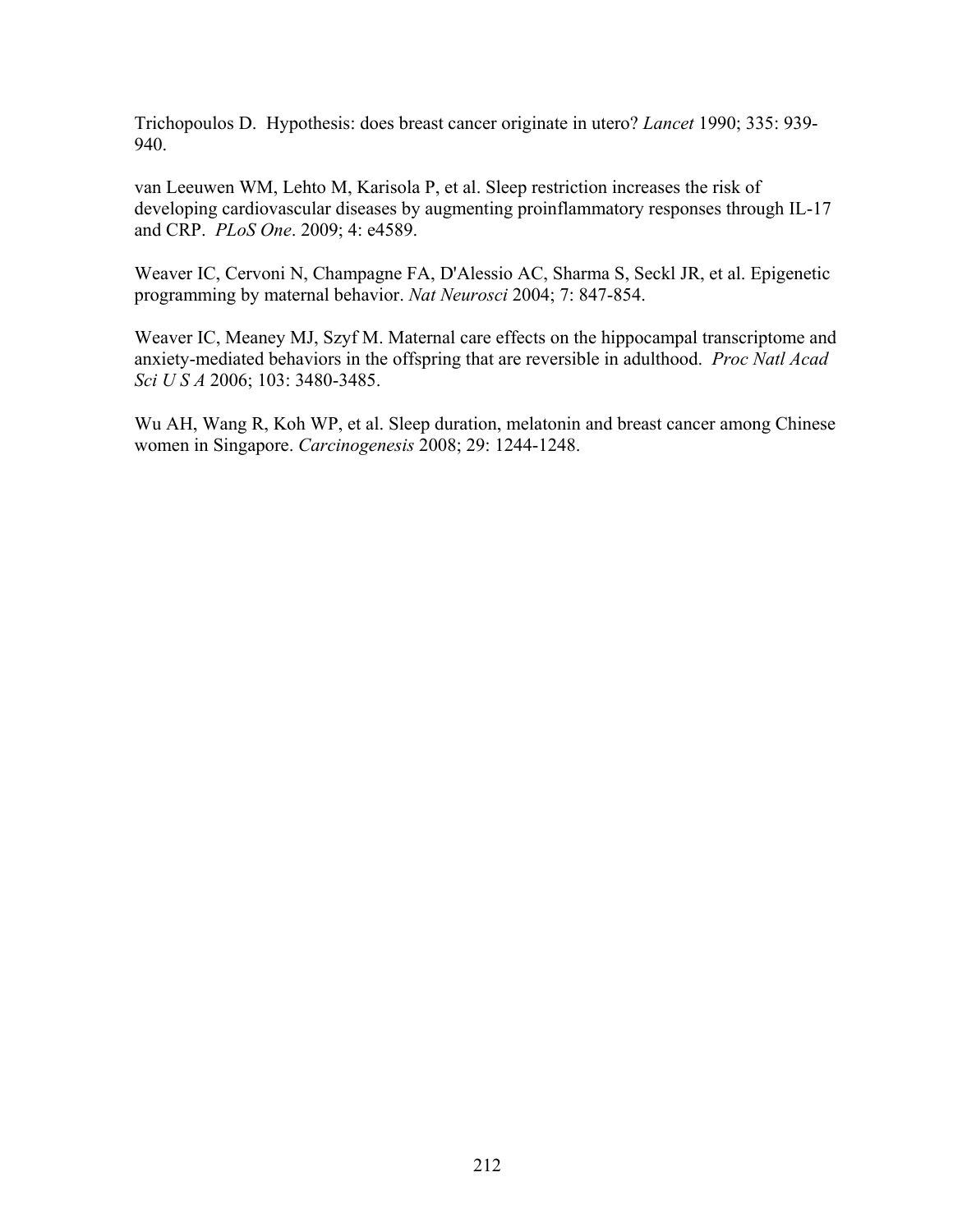Trichopoulos D. Hypothesis: does breast cancer originate in utero? *Lancet* 1990; 335: 939-940.

van Leeuwen WM, Lehto M, Karisola P, et al. Sleep restriction increases the risk of developing cardiovascular diseases by augmenting proinflammatory responses through IL-17 and CRP. *PLoS One*. 2009; 4: e4589.

Weaver IC, Cervoni N, Champagne FA, D'Alessio AC, Sharma S, Seckl JR, et al. Epigenetic programming by maternal behavior. *Nat Neurosci* 2004; 7: 847-854.

Weaver IC, Meaney MJ, Szyf M. Maternal care effects on the hippocampal transcriptome and anxiety-mediated behaviors in the offspring that are reversible in adulthood. *Proc Natl Acad Sci U S A* 2006; 103: 3480-3485.

Wu AH, Wang R, Koh WP, et al. Sleep duration, melatonin and breast cancer among Chinese women in Singapore. *Carcinogenesis* 2008; 29: 1244-1248.